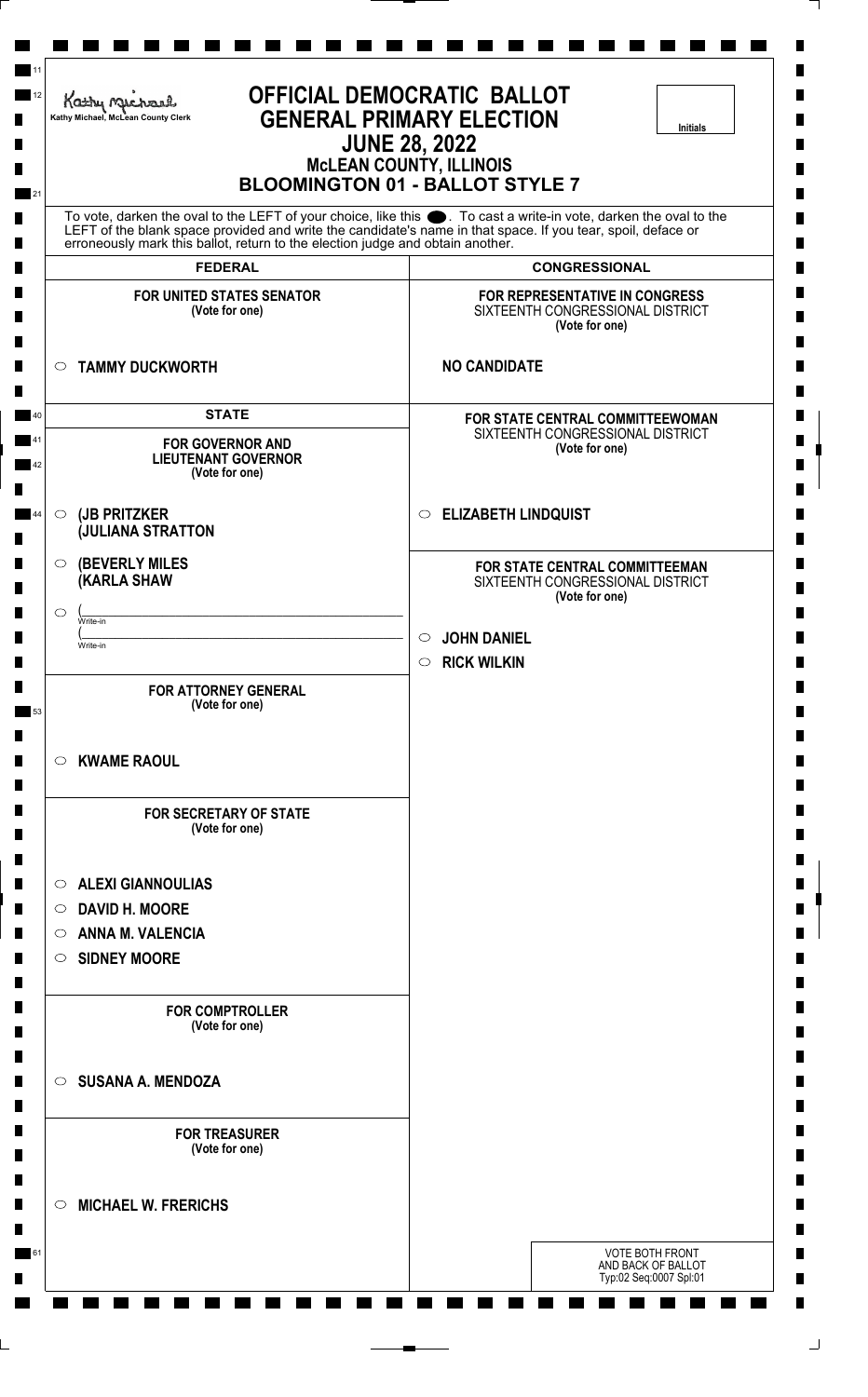Kathy Michael, McLean County Clerk

# OFFICIAL DEMOCRATIC BALLOT
# GENERAL PRIMARY ELECTION
## JUNE 28, 2022
## McLEAN COUNTY, ILLINOIS
## BLOOMINGTON 01 - BALLOT STYLE 7

Initials

To vote, darken the oval to the LEFT of your choice, like this ●. To cast a write-in vote, darken the oval to the LEFT of the blank space provided and write the candidate's name in that space. If you tear, spoil, deface or erroneously mark this ballot, return to the election judge and obtain another.

## FEDERAL

**FOR UNITED STATES SENATOR**
(Vote for one)

- ○ **TAMMY DUCKWORTH**

## STATE

**FOR GOVERNOR AND LIEUTENANT GOVERNOR**
(Vote for one)

- ○ **(JB PRITZKER**
  **(JULIANA STRATTON**
- ○ **(BEVERLY MILES**
  **(KARLA SHAW**
- ○ (______________________ Write-in
  (______________________ Write-in

**FOR ATTORNEY GENERAL**
(Vote for one)

- ○ **KWAME RAOUL**

**FOR SECRETARY OF STATE**
(Vote for one)

- ○ **ALEXI GIANNOULIAS**
- ○ **DAVID H. MOORE**
- ○ **ANNA M. VALENCIA**
- ○ **SIDNEY MOORE**

**FOR COMPTROLLER**
(Vote for one)

- ○ **SUSANA A. MENDOZA**

**FOR TREASURER**
(Vote for one)

- ○ **MICHAEL W. FRERICHS**

## CONGRESSIONAL

**FOR REPRESENTATIVE IN CONGRESS**
SIXTEENTH CONGRESSIONAL DISTRICT
(Vote for one)

**NO CANDIDATE**

**FOR STATE CENTRAL COMMITTEEWOMAN**
SIXTEENTH CONGRESSIONAL DISTRICT
(Vote for one)

- ○ **ELIZABETH LINDQUIST**

**FOR STATE CENTRAL COMMITTEEMAN**
SIXTEENTH CONGRESSIONAL DISTRICT
(Vote for one)

- ○ **JOHN DANIEL**
- ○ **RICK WILKIN**

VOTE BOTH FRONT AND BACK OF BALLOT
Typ:02 Seq:0007 Spl:01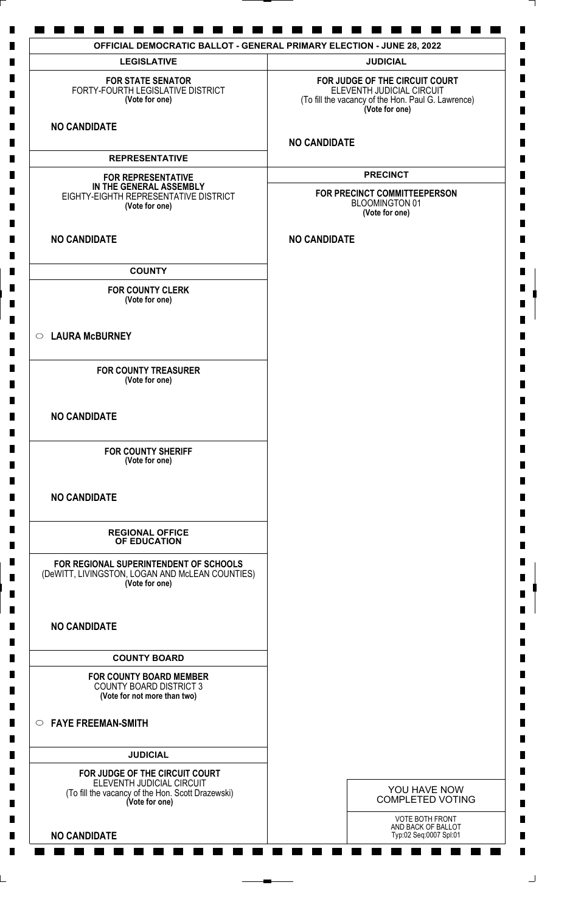# OFFICIAL DEMOCRATIC BALLOT - GENERAL PRIMARY ELECTION - JUNE 28, 2022

## LEGISLATIVE

**FOR STATE SENATOR**
FORTY-FOURTH LEGISLATIVE DISTRICT
**(Vote for one)**

**NO CANDIDATE**

## REPRESENTATIVE

**FOR REPRESENTATIVE IN THE GENERAL ASSEMBLY**
EIGHTY-EIGHTH REPRESENTATIVE DISTRICT
**(Vote for one)**

**NO CANDIDATE**

## COUNTY

**FOR COUNTY CLERK**
**(Vote for one)**

○ **LAURA McBURNEY**

**FOR COUNTY TREASURER**
**(Vote for one)**

**NO CANDIDATE**

**FOR COUNTY SHERIFF**
**(Vote for one)**

**NO CANDIDATE**

## REGIONAL OFFICE OF EDUCATION

**FOR REGIONAL SUPERINTENDENT OF SCHOOLS**
(DeWITT, LIVINGSTON, LOGAN AND McLEAN COUNTIES)
**(Vote for one)**

**NO CANDIDATE**

## COUNTY BOARD

**FOR COUNTY BOARD MEMBER**
COUNTY BOARD DISTRICT 3
**(Vote for not more than two)**

○ **FAYE FREEMAN-SMITH**

## JUDICIAL

**FOR JUDGE OF THE CIRCUIT COURT**
ELEVENTH JUDICIAL CIRCUIT
(To fill the vacancy of the Hon. Scott Drazewski)
**(Vote for one)**

**NO CANDIDATE**

## JUDICIAL

**FOR JUDGE OF THE CIRCUIT COURT**
ELEVENTH JUDICIAL CIRCUIT
(To fill the vacancy of the Hon. Paul G. Lawrence)
**(Vote for one)**

**NO CANDIDATE**

## PRECINCT

**FOR PRECINCT COMMITTEEPERSON**
BLOOMINGTON 01
**(Vote for one)**

**NO CANDIDATE**

YOU HAVE NOW COMPLETED VOTING

VOTE BOTH FRONT AND BACK OF BALLOT
Typ:02 Seq:0007 Spl:01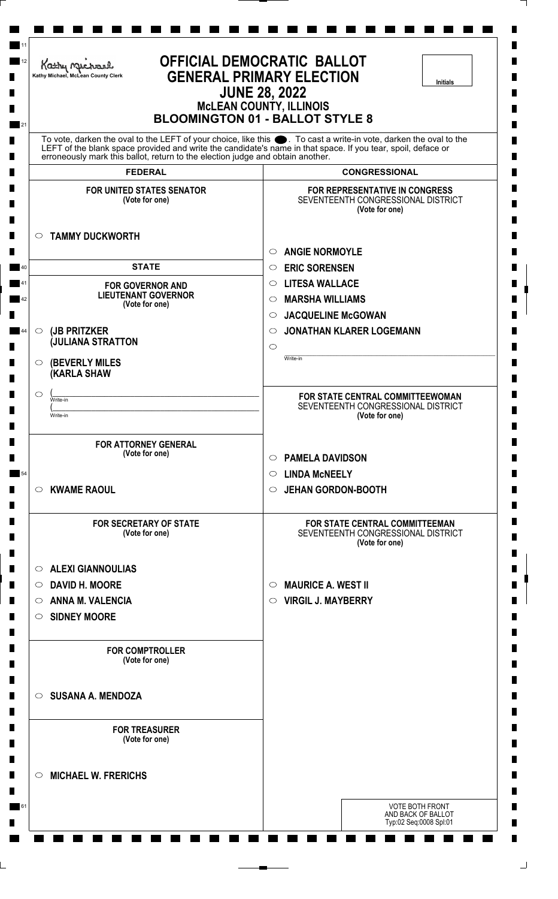Kathy Michael, McLean County Clerk

# OFFICIAL DEMOCRATIC BALLOT
# GENERAL PRIMARY ELECTION
## JUNE 28, 2022
### McLEAN COUNTY, ILLINOIS
### BLOOMINGTON 01 - BALLOT STYLE 8

Initials

To vote, darken the oval to the LEFT of your choice, like this ●. To cast a write-in vote, darken the oval to the LEFT of the blank space provided and write the candidate's name in that space. If you tear, spoil, deface or erroneously mark this ballot, return to the election judge and obtain another.

## FEDERAL

**FOR UNITED STATES SENATOR**
(Vote for one)

- ○ **TAMMY DUCKWORTH**

## STATE

**FOR GOVERNOR AND LIEUTENANT GOVERNOR**
(Vote for one)

- ○ **(JB PRITZKER (JULIANA STRATTON**
- ○ **(BEVERLY MILES (KARLA SHAW**
- ○ (\_\_\_\_\_\_\_\_ Write-in (\_\_\_\_\_\_\_\_ Write-in

**FOR ATTORNEY GENERAL**
(Vote for one)

- ○ **KWAME RAOUL**

**FOR SECRETARY OF STATE**
(Vote for one)

- ○ **ALEXI GIANNOULIAS**
- ○ **DAVID H. MOORE**
- ○ **ANNA M. VALENCIA**
- ○ **SIDNEY MOORE**

**FOR COMPTROLLER**
(Vote for one)

- ○ **SUSANA A. MENDOZA**

**FOR TREASURER**
(Vote for one)

- ○ **MICHAEL W. FRERICHS**

## CONGRESSIONAL

**FOR REPRESENTATIVE IN CONGRESS**
SEVENTEENTH CONGRESSIONAL DISTRICT
(Vote for one)

- ○ **ANGIE NORMOYLE**
- ○ **ERIC SORENSEN**
- ○ **LITESA WALLACE**
- ○ **MARSHA WILLIAMS**
- ○ **JACQUELINE McGOWAN**
- ○ **JONATHAN KLARER LOGEMANN**
- ○ \_\_\_\_\_\_\_\_ Write-in

**FOR STATE CENTRAL COMMITTEEWOMAN**
SEVENTEENTH CONGRESSIONAL DISTRICT
(Vote for one)

- ○ **PAMELA DAVIDSON**
- ○ **LINDA McNEELY**
- ○ **JEHAN GORDON-BOOTH**

**FOR STATE CENTRAL COMMITTEEMAN**
SEVENTEENTH CONGRESSIONAL DISTRICT
(Vote for one)

- ○ **MAURICE A. WEST II**
- ○ **VIRGIL J. MAYBERRY**

VOTE BOTH FRONT AND BACK OF BALLOT
Typ:02 Seq:0008 Spl:01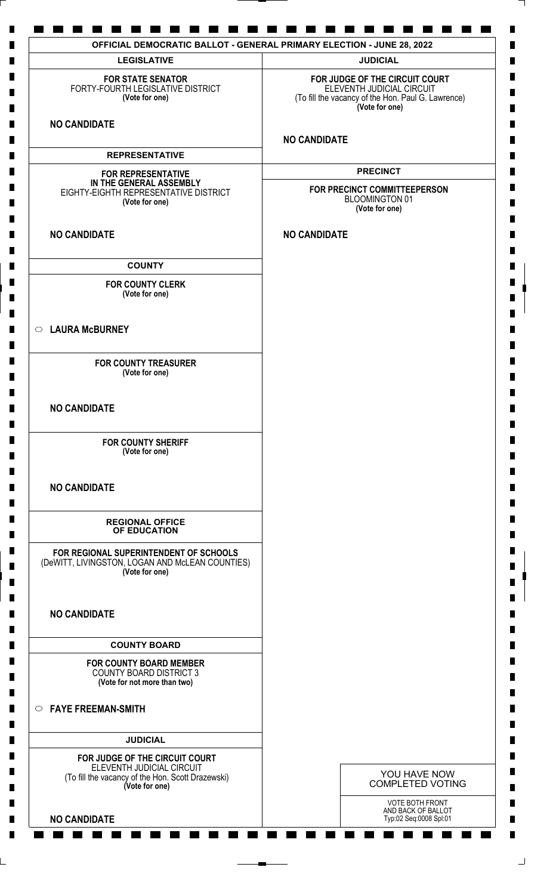# OFFICIAL DEMOCRATIC BALLOT - GENERAL PRIMARY ELECTION - JUNE 28, 2022

## LEGISLATIVE

**FOR STATE SENATOR**
FORTY-FOURTH LEGISLATIVE DISTRICT
**(Vote for one)**

**NO CANDIDATE**

## REPRESENTATIVE

**FOR REPRESENTATIVE IN THE GENERAL ASSEMBLY**
EIGHTY-EIGHTH REPRESENTATIVE DISTRICT
**(Vote for one)**

**NO CANDIDATE**

## COUNTY

**FOR COUNTY CLERK**
**(Vote for one)**

○ **LAURA McBURNEY**

**FOR COUNTY TREASURER**
**(Vote for one)**

**NO CANDIDATE**

**FOR COUNTY SHERIFF**
**(Vote for one)**

**NO CANDIDATE**

## REGIONAL OFFICE OF EDUCATION

**FOR REGIONAL SUPERINTENDENT OF SCHOOLS**
(DeWITT, LIVINGSTON, LOGAN AND McLEAN COUNTIES)
**(Vote for one)**

**NO CANDIDATE**

## COUNTY BOARD

**FOR COUNTY BOARD MEMBER**
COUNTY BOARD DISTRICT 3
**(Vote for not more than two)**

○ **FAYE FREEMAN-SMITH**

## JUDICIAL

**FOR JUDGE OF THE CIRCUIT COURT**
ELEVENTH JUDICIAL CIRCUIT
(To fill the vacancy of the Hon. Scott Drazewski)
**(Vote for one)**

**NO CANDIDATE**

## JUDICIAL

**FOR JUDGE OF THE CIRCUIT COURT**
ELEVENTH JUDICIAL CIRCUIT
(To fill the vacancy of the Hon. Paul G. Lawrence)
**(Vote for one)**

**NO CANDIDATE**

## PRECINCT

**FOR PRECINCT COMMITTEEPERSON**
BLOOMINGTON 01
**(Vote for one)**

**NO CANDIDATE**

YOU HAVE NOW COMPLETED VOTING

VOTE BOTH FRONT AND BACK OF BALLOT
Typ:02 Seq:0008 Spl:01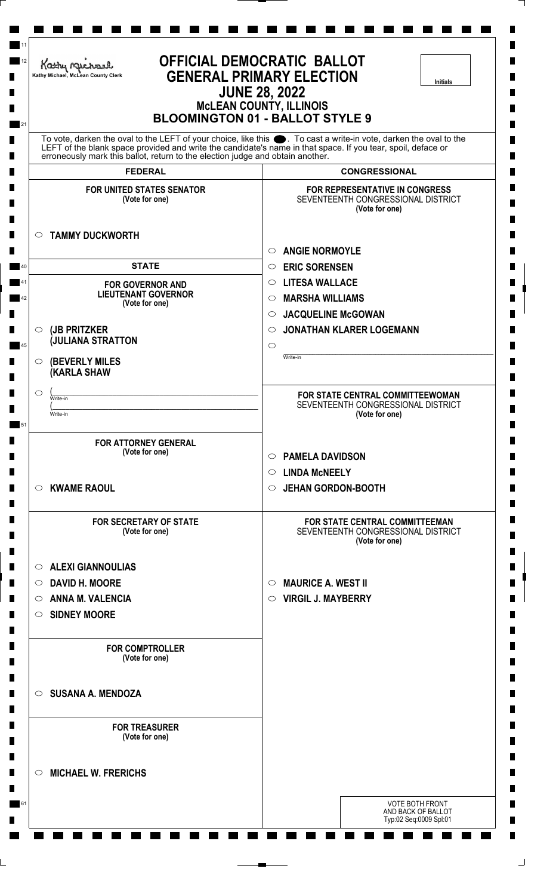Kathy Michael, McLean County Clerk

# OFFICIAL DEMOCRATIC BALLOT
# GENERAL PRIMARY ELECTION
## JUNE 28, 2022
## McLEAN COUNTY, ILLINOIS
## BLOOMINGTON 01 - BALLOT STYLE 9

Initials

To vote, darken the oval to the LEFT of your choice, like this ⬤. To cast a write-in vote, darken the oval to the LEFT of the blank space provided and write the candidate's name in that space. If you tear, spoil, deface or erroneously mark this ballot, return to the election judge and obtain another.

## FEDERAL

### FOR UNITED STATES SENATOR
(Vote for one)

- ○ TAMMY DUCKWORTH

## STATE

### FOR GOVERNOR AND LIEUTENANT GOVERNOR
(Vote for one)

- ○ (JB PRITZKER
  (JULIANA STRATTON
- ○ (BEVERLY MILES
  (KARLA SHAW
- ○ (______________ Write-in
  (______________ Write-in

### FOR ATTORNEY GENERAL
(Vote for one)

- ○ KWAME RAOUL

### FOR SECRETARY OF STATE
(Vote for one)

- ○ ALEXI GIANNOULIAS
- ○ DAVID H. MOORE
- ○ ANNA M. VALENCIA
- ○ SIDNEY MOORE

### FOR COMPTROLLER
(Vote for one)

- ○ SUSANA A. MENDOZA

### FOR TREASURER
(Vote for one)

- ○ MICHAEL W. FRERICHS

## CONGRESSIONAL

### FOR REPRESENTATIVE IN CONGRESS
SEVENTEENTH CONGRESSIONAL DISTRICT
(Vote for one)

- ○ ANGIE NORMOYLE
- ○ ERIC SORENSEN
- ○ LITESA WALLACE
- ○ MARSHA WILLIAMS
- ○ JACQUELINE McGOWAN
- ○ JONATHAN KLARER LOGEMANN
- ○ ______________ Write-in

### FOR STATE CENTRAL COMMITTEEWOMAN
SEVENTEENTH CONGRESSIONAL DISTRICT
(Vote for one)

- ○ PAMELA DAVIDSON
- ○ LINDA McNEELY
- ○ JEHAN GORDON-BOOTH

### FOR STATE CENTRAL COMMITTEEMAN
SEVENTEENTH CONGRESSIONAL DISTRICT
(Vote for one)

- ○ MAURICE A. WEST II
- ○ VIRGIL J. MAYBERRY

VOTE BOTH FRONT AND BACK OF BALLOT
Typ:02 Seq:0009 Spl:01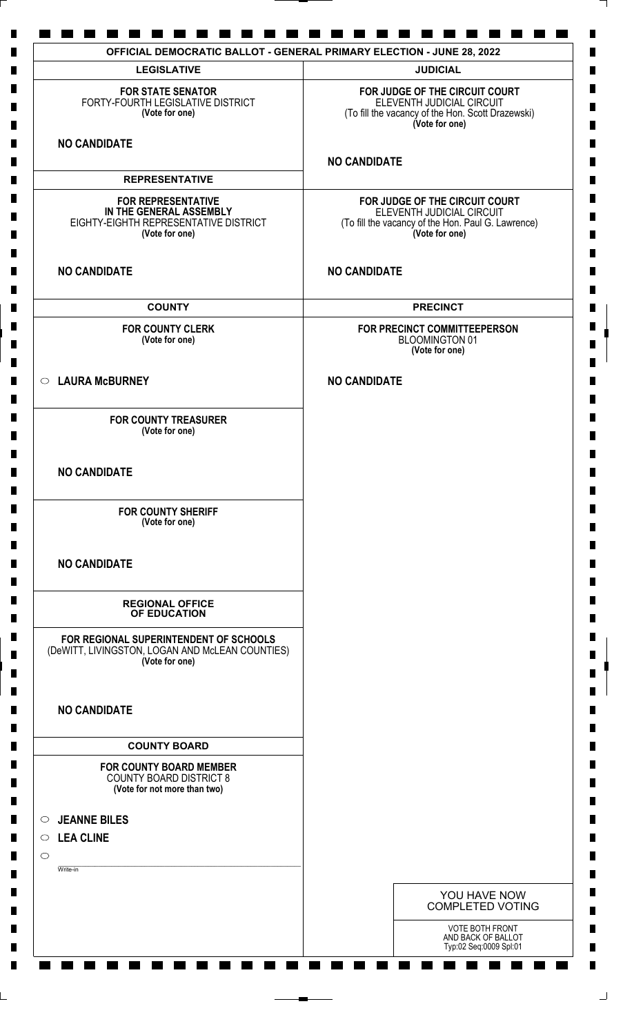# OFFICIAL DEMOCRATIC BALLOT - GENERAL PRIMARY ELECTION - JUNE 28, 2022

## LEGISLATIVE

**FOR STATE SENATOR**
FORTY-FOURTH LEGISLATIVE DISTRICT
**(Vote for one)**

**NO CANDIDATE**

## REPRESENTATIVE

**FOR REPRESENTATIVE IN THE GENERAL ASSEMBLY**
EIGHTY-EIGHTH REPRESENTATIVE DISTRICT
**(Vote for one)**

**NO CANDIDATE**

## COUNTY

**FOR COUNTY CLERK**
**(Vote for one)**

○ **LAURA McBURNEY**

**FOR COUNTY TREASURER**
**(Vote for one)**

**NO CANDIDATE**

**FOR COUNTY SHERIFF**
**(Vote for one)**

**NO CANDIDATE**

## REGIONAL OFFICE OF EDUCATION

**FOR REGIONAL SUPERINTENDENT OF SCHOOLS**
(DeWITT, LIVINGSTON, LOGAN AND McLEAN COUNTIES)
**(Vote for one)**

**NO CANDIDATE**

## COUNTY BOARD

**FOR COUNTY BOARD MEMBER**
COUNTY BOARD DISTRICT 8
**(Vote for not more than two)**

○ **JEANNE BILES**
○ **LEA CLINE**
○ ____________________
Write-in

## JUDICIAL

**FOR JUDGE OF THE CIRCUIT COURT**
ELEVENTH JUDICIAL CIRCUIT
(To fill the vacancy of the Hon. Scott Drazewski)
**(Vote for one)**

**NO CANDIDATE**

**FOR JUDGE OF THE CIRCUIT COURT**
ELEVENTH JUDICIAL CIRCUIT
(To fill the vacancy of the Hon. Paul G. Lawrence)
**(Vote for one)**

**NO CANDIDATE**

## PRECINCT

**FOR PRECINCT COMMITTEEPERSON**
BLOOMINGTON 01
**(Vote for one)**

**NO CANDIDATE**

YOU HAVE NOW COMPLETED VOTING

VOTE BOTH FRONT AND BACK OF BALLOT
Typ:02 Seq:0009 Spl:01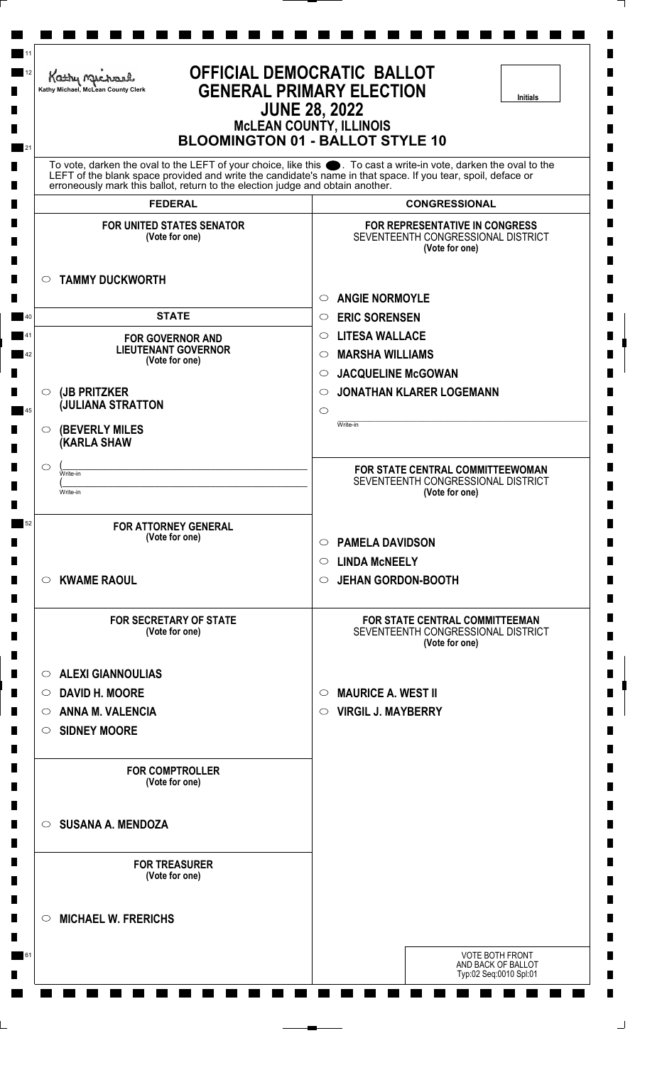Kathy Michael, McLean County Clerk

# OFFICIAL DEMOCRATIC BALLOT
# GENERAL PRIMARY ELECTION
## JUNE 28, 2022
## McLEAN COUNTY, ILLINOIS
## BLOOMINGTON 01 - BALLOT STYLE 10

Initials

To vote, darken the oval to the LEFT of your choice, like this ⬬. To cast a write-in vote, darken the oval to the LEFT of the blank space provided and write the candidate's name in that space. If you tear, spoil, deface or erroneously mark this ballot, return to the election judge and obtain another.

## FEDERAL

### FOR UNITED STATES SENATOR
(Vote for one)

- ○ **TAMMY DUCKWORTH**

## STATE

### FOR GOVERNOR AND LIEUTENANT GOVERNOR
(Vote for one)

- ○ **(JB PRITZKER (JULIANA STRATTON**
- ○ **(BEVERLY MILES (KARLA SHAW**
- ○ (\_\_\_\_\_\_\_\_\_\_ Write-in (\_\_\_\_\_\_\_\_\_\_ Write-in

### FOR ATTORNEY GENERAL
(Vote for one)

- ○ **KWAME RAOUL**

### FOR SECRETARY OF STATE
(Vote for one)

- ○ **ALEXI GIANNOULIAS**
- ○ **DAVID H. MOORE**
- ○ **ANNA M. VALENCIA**
- ○ **SIDNEY MOORE**

### FOR COMPTROLLER
(Vote for one)

- ○ **SUSANA A. MENDOZA**

### FOR TREASURER
(Vote for one)

- ○ **MICHAEL W. FRERICHS**

## CONGRESSIONAL

### FOR REPRESENTATIVE IN CONGRESS
SEVENTEENTH CONGRESSIONAL DISTRICT
(Vote for one)

- ○ **ANGIE NORMOYLE**
- ○ **ERIC SORENSEN**
- ○ **LITESA WALLACE**
- ○ **MARSHA WILLIAMS**
- ○ **JACQUELINE McGOWAN**
- ○ **JONATHAN KLARER LOGEMANN**
- ○ \_\_\_\_\_\_\_\_\_\_ Write-in

### FOR STATE CENTRAL COMMITTEEWOMAN
SEVENTEENTH CONGRESSIONAL DISTRICT
(Vote for one)

- ○ **PAMELA DAVIDSON**
- ○ **LINDA McNEELY**
- ○ **JEHAN GORDON-BOOTH**

### FOR STATE CENTRAL COMMITTEEMAN
SEVENTEENTH CONGRESSIONAL DISTRICT
(Vote for one)

- ○ **MAURICE A. WEST II**
- ○ **VIRGIL J. MAYBERRY**

VOTE BOTH FRONT AND BACK OF BALLOT
Typ:02 Seq:0010 Spl:01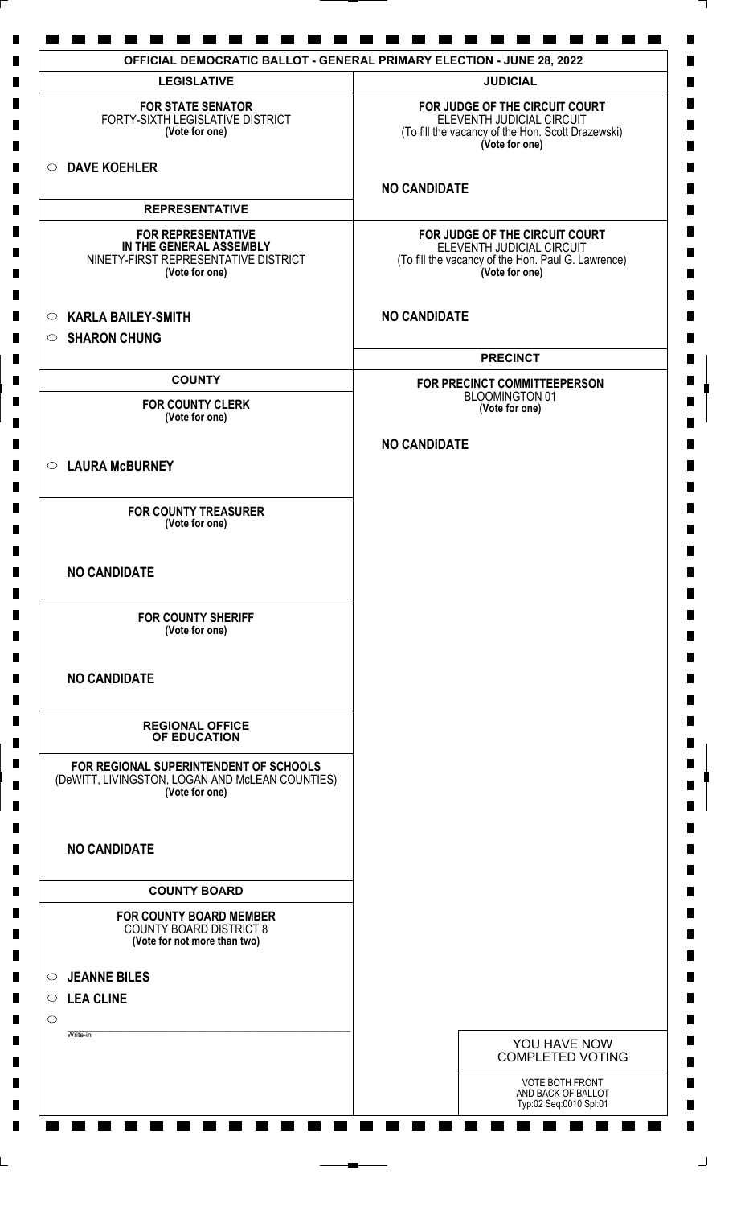# OFFICIAL DEMOCRATIC BALLOT - GENERAL PRIMARY ELECTION - JUNE 28, 2022

## LEGISLATIVE

**FOR STATE SENATOR**
FORTY-SIXTH LEGISLATIVE DISTRICT
**(Vote for one)**

○ **DAVE KOEHLER**

## REPRESENTATIVE

**FOR REPRESENTATIVE IN THE GENERAL ASSEMBLY**
NINETY-FIRST REPRESENTATIVE DISTRICT
**(Vote for one)**

○ **KARLA BAILEY-SMITH**
○ **SHARON CHUNG**

## COUNTY

**FOR COUNTY CLERK**
**(Vote for one)**

○ **LAURA McBURNEY**

**FOR COUNTY TREASURER**
**(Vote for one)**

**NO CANDIDATE**

**FOR COUNTY SHERIFF**
**(Vote for one)**

**NO CANDIDATE**

## REGIONAL OFFICE OF EDUCATION

**FOR REGIONAL SUPERINTENDENT OF SCHOOLS**
(DeWITT, LIVINGSTON, LOGAN AND McLEAN COUNTIES)
**(Vote for one)**

**NO CANDIDATE**

## COUNTY BOARD

**FOR COUNTY BOARD MEMBER**
COUNTY BOARD DISTRICT 8
**(Vote for not more than two)**

○ **JEANNE BILES**
○ **LEA CLINE**
○ ____________
Write-in

## JUDICIAL

**FOR JUDGE OF THE CIRCUIT COURT**
ELEVENTH JUDICIAL CIRCUIT
(To fill the vacancy of the Hon. Scott Drazewski)
**(Vote for one)**

**NO CANDIDATE**

**FOR JUDGE OF THE CIRCUIT COURT**
ELEVENTH JUDICIAL CIRCUIT
(To fill the vacancy of the Hon. Paul G. Lawrence)
**(Vote for one)**

**NO CANDIDATE**

## PRECINCT

**FOR PRECINCT COMMITTEEPERSON**
BLOOMINGTON 01
**(Vote for one)**

**NO CANDIDATE**

YOU HAVE NOW COMPLETED VOTING

VOTE BOTH FRONT AND BACK OF BALLOT
Typ:02 Seq:0010 Spl:01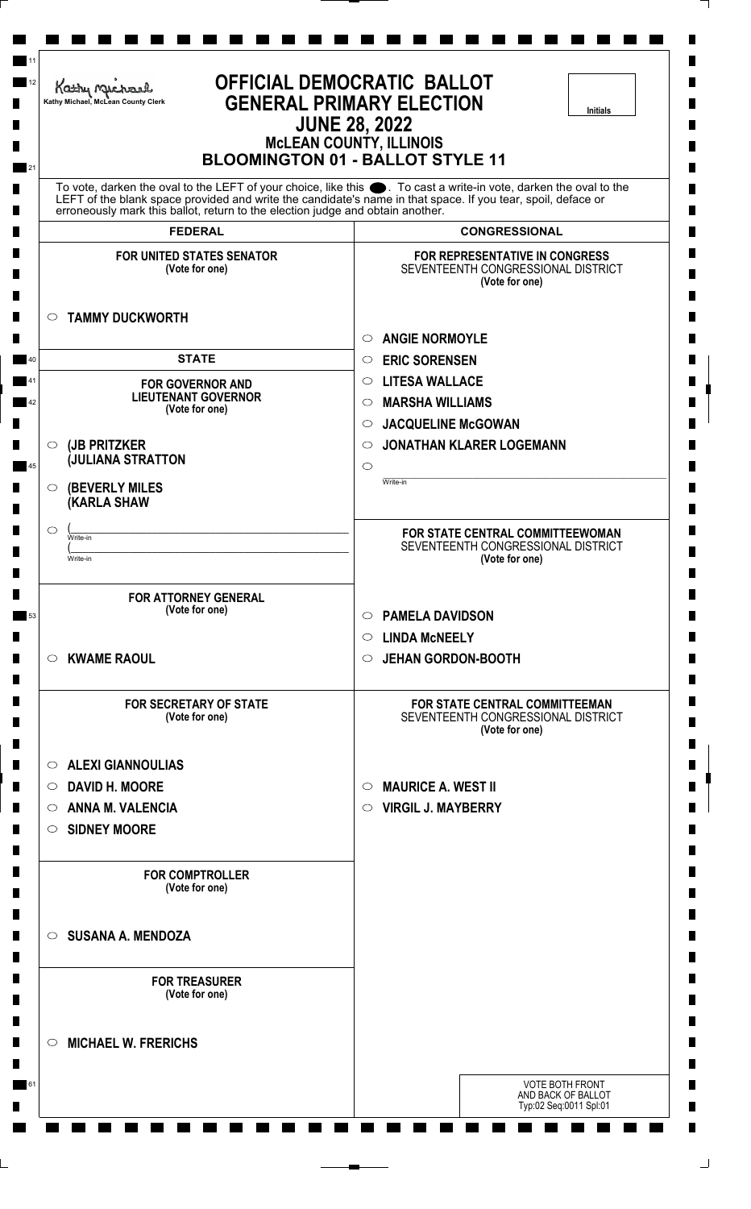Kathy Michael, McLean County Clerk

# OFFICIAL DEMOCRATIC BALLOT
# GENERAL PRIMARY ELECTION
## JUNE 28, 2022
## McLEAN COUNTY, ILLINOIS
## BLOOMINGTON 01 - BALLOT STYLE 11

Initials

To vote, darken the oval to the LEFT of your choice, like this ⬤. To cast a write-in vote, darken the oval to the LEFT of the blank space provided and write the candidate's name in that space. If you tear, spoil, deface or erroneously mark this ballot, return to the election judge and obtain another.

## FEDERAL

### FOR UNITED STATES SENATOR
(Vote for one)

- ○ **TAMMY DUCKWORTH**

## STATE

### FOR GOVERNOR AND LIEUTENANT GOVERNOR
(Vote for one)

- ○ **(JB PRITZKER**
  **(JULIANA STRATTON**
- ○ **(BEVERLY MILES**
  **(KARLA SHAW**
- ○ (\_\_\_\_\_\_\_\_\_\_ Write-in
  (\_\_\_\_\_\_\_\_\_\_ Write-in

### FOR ATTORNEY GENERAL
(Vote for one)

- ○ **KWAME RAOUL**

### FOR SECRETARY OF STATE
(Vote for one)

- ○ **ALEXI GIANNOULIAS**
- ○ **DAVID H. MOORE**
- ○ **ANNA M. VALENCIA**
- ○ **SIDNEY MOORE**

### FOR COMPTROLLER
(Vote for one)

- ○ **SUSANA A. MENDOZA**

### FOR TREASURER
(Vote for one)

- ○ **MICHAEL W. FRERICHS**

## CONGRESSIONAL

### FOR REPRESENTATIVE IN CONGRESS
SEVENTEENTH CONGRESSIONAL DISTRICT
(Vote for one)

- ○ **ANGIE NORMOYLE**
- ○ **ERIC SORENSEN**
- ○ **LITESA WALLACE**
- ○ **MARSHA WILLIAMS**
- ○ **JACQUELINE McGOWAN**
- ○ **JONATHAN KLARER LOGEMANN**
- ○ \_\_\_\_\_\_\_\_\_\_ Write-in

### FOR STATE CENTRAL COMMITTEEWOMAN
SEVENTEENTH CONGRESSIONAL DISTRICT
(Vote for one)

- ○ **PAMELA DAVIDSON**
- ○ **LINDA McNEELY**
- ○ **JEHAN GORDON-BOOTH**

### FOR STATE CENTRAL COMMITTEEMAN
SEVENTEENTH CONGRESSIONAL DISTRICT
(Vote for one)

- ○ **MAURICE A. WEST II**
- ○ **VIRGIL J. MAYBERRY**

VOTE BOTH FRONT AND BACK OF BALLOT
Typ:02 Seq:0011 Spl:01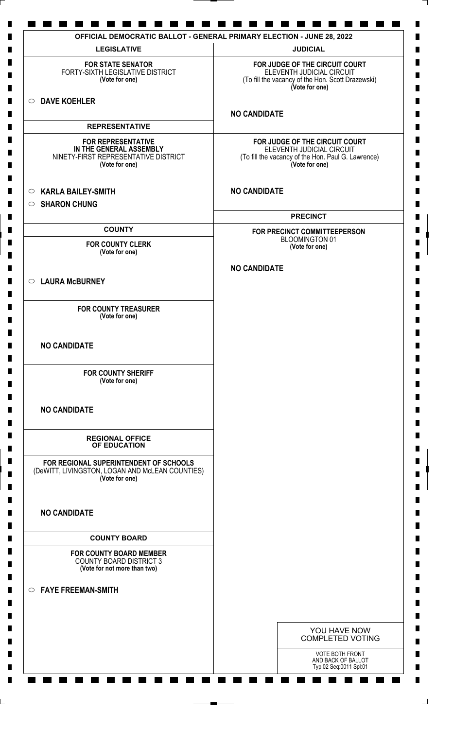## OFFICIAL DEMOCRATIC BALLOT - GENERAL PRIMARY ELECTION - JUNE 28, 2022

### LEGISLATIVE

**FOR STATE SENATOR**
FORTY-SIXTH LEGISLATIVE DISTRICT
**(Vote for one)**

○ **DAVE KOEHLER**

### REPRESENTATIVE

**FOR REPRESENTATIVE IN THE GENERAL ASSEMBLY**
NINETY-FIRST REPRESENTATIVE DISTRICT
**(Vote for one)**

○ **KARLA BAILEY-SMITH**
○ **SHARON CHUNG**

### COUNTY

**FOR COUNTY CLERK**
**(Vote for one)**

○ **LAURA McBURNEY**

**FOR COUNTY TREASURER**
**(Vote for one)**

**NO CANDIDATE**

**FOR COUNTY SHERIFF**
**(Vote for one)**

**NO CANDIDATE**

### REGIONAL OFFICE OF EDUCATION

**FOR REGIONAL SUPERINTENDENT OF SCHOOLS**
(DeWITT, LIVINGSTON, LOGAN AND McLEAN COUNTIES)
**(Vote for one)**

**NO CANDIDATE**

### COUNTY BOARD

**FOR COUNTY BOARD MEMBER**
COUNTY BOARD DISTRICT 3
**(Vote for not more than two)**

○ **FAYE FREEMAN-SMITH**

### JUDICIAL

**FOR JUDGE OF THE CIRCUIT COURT**
ELEVENTH JUDICIAL CIRCUIT
(To fill the vacancy of the Hon. Scott Drazewski)
**(Vote for one)**

**NO CANDIDATE**

**FOR JUDGE OF THE CIRCUIT COURT**
ELEVENTH JUDICIAL CIRCUIT
(To fill the vacancy of the Hon. Paul G. Lawrence)
**(Vote for one)**

**NO CANDIDATE**

### PRECINCT

**FOR PRECINCT COMMITTEEPERSON**
BLOOMINGTON 01
**(Vote for one)**

**NO CANDIDATE**

YOU HAVE NOW COMPLETED VOTING

VOTE BOTH FRONT AND BACK OF BALLOT
Typ:02 Seq:0011 Spl:01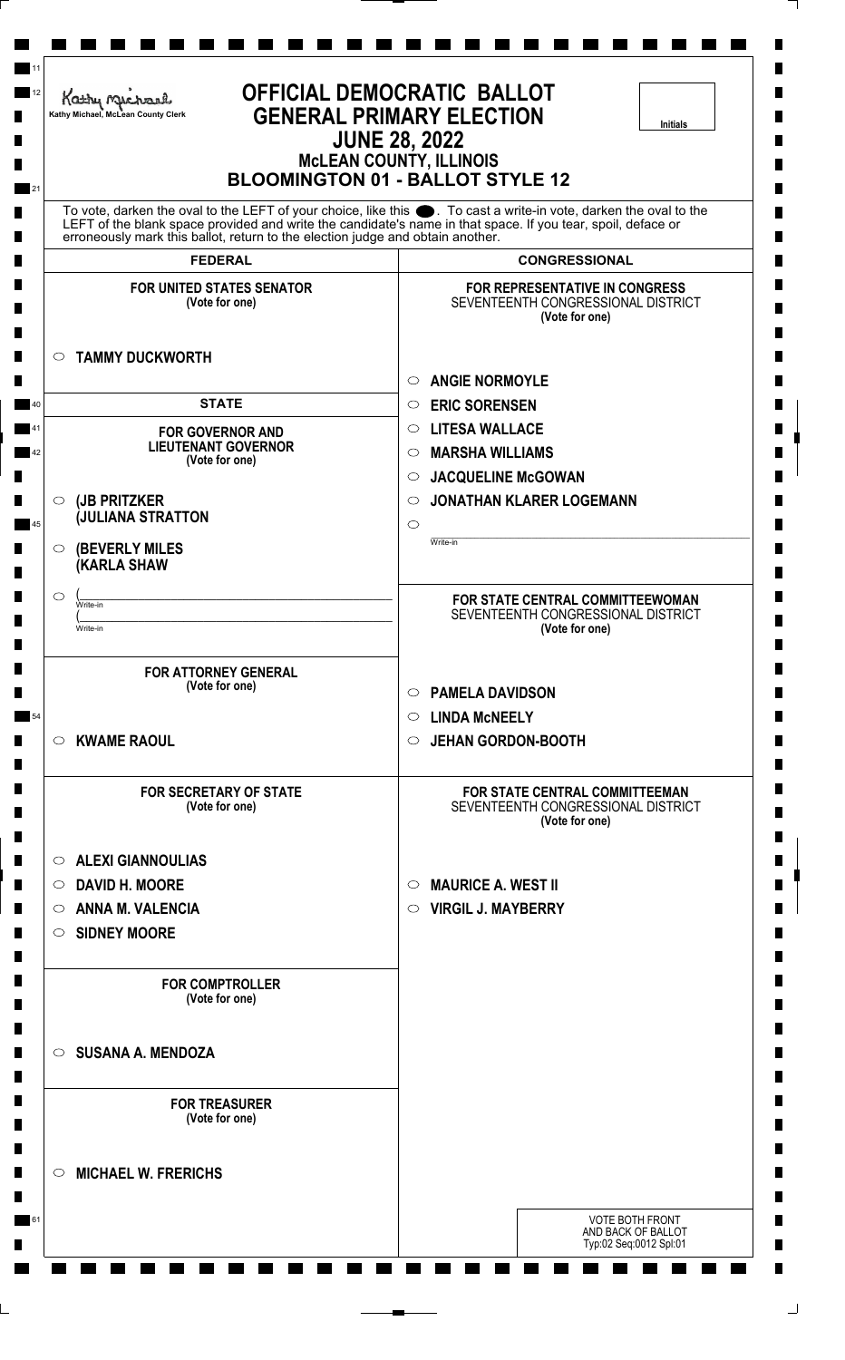Kathy Michael, McLean County Clerk

# OFFICIAL DEMOCRATIC BALLOT
## GENERAL PRIMARY ELECTION
## JUNE 28, 2022
### McLEAN COUNTY, ILLINOIS
### BLOOMINGTON 01 - BALLOT STYLE 12

Initials

To vote, darken the oval to the LEFT of your choice, like this ●. To cast a write-in vote, darken the oval to the LEFT of the blank space provided and write the candidate's name in that space. If you tear, spoil, deface or erroneously mark this ballot, return to the election judge and obtain another.

## FEDERAL

**FOR UNITED STATES SENATOR**
(Vote for one)

○ **TAMMY DUCKWORTH**

## STATE

**FOR GOVERNOR AND LIEUTENANT GOVERNOR**
(Vote for one)

○ **(JB PRITZKER**
**(JULIANA STRATTON**

○ **(BEVERLY MILES**
**(KARLA SHAW**

○ (_______________ Write-in
(_______________ Write-in

**FOR ATTORNEY GENERAL**
(Vote for one)

○ **KWAME RAOUL**

**FOR SECRETARY OF STATE**
(Vote for one)

○ **ALEXI GIANNOULIAS**
○ **DAVID H. MOORE**
○ **ANNA M. VALENCIA**
○ **SIDNEY MOORE**

**FOR COMPTROLLER**
(Vote for one)

○ **SUSANA A. MENDOZA**

**FOR TREASURER**
(Vote for one)

○ **MICHAEL W. FRERICHS**

## CONGRESSIONAL

**FOR REPRESENTATIVE IN CONGRESS**
SEVENTEENTH CONGRESSIONAL DISTRICT
(Vote for one)

○ **ANGIE NORMOYLE**
○ **ERIC SORENSEN**
○ **LITESA WALLACE**
○ **MARSHA WILLIAMS**
○ **JACQUELINE McGOWAN**
○ **JONATHAN KLARER LOGEMANN**
○ _______________ Write-in

**FOR STATE CENTRAL COMMITTEEWOMAN**
SEVENTEENTH CONGRESSIONAL DISTRICT
(Vote for one)

○ **PAMELA DAVIDSON**
○ **LINDA McNEELY**
○ **JEHAN GORDON-BOOTH**

**FOR STATE CENTRAL COMMITTEEMAN**
SEVENTEENTH CONGRESSIONAL DISTRICT
(Vote for one)

○ **MAURICE A. WEST II**
○ **VIRGIL J. MAYBERRY**

VOTE BOTH FRONT AND BACK OF BALLOT
Typ:02 Seq:0012 Spl:01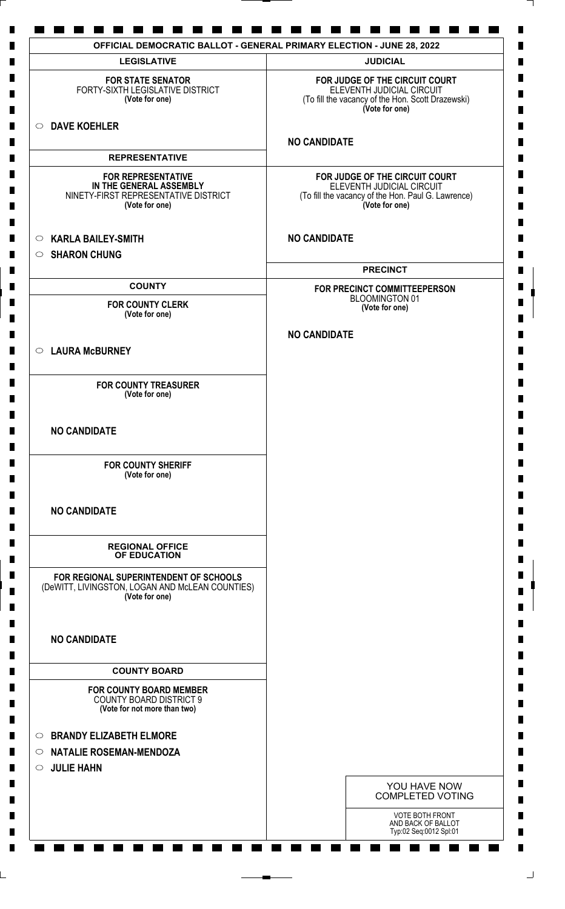## OFFICIAL DEMOCRATIC BALLOT - GENERAL PRIMARY ELECTION - JUNE 28, 2022

### LEGISLATIVE

**FOR STATE SENATOR**
FORTY-SIXTH LEGISLATIVE DISTRICT
**(Vote for one)**

○ **DAVE KOEHLER**

### REPRESENTATIVE

**FOR REPRESENTATIVE IN THE GENERAL ASSEMBLY**
NINETY-FIRST REPRESENTATIVE DISTRICT
**(Vote for one)**

○ **KARLA BAILEY-SMITH**
○ **SHARON CHUNG**

### COUNTY

**FOR COUNTY CLERK**
**(Vote for one)**

○ **LAURA McBURNEY**

**FOR COUNTY TREASURER**
**(Vote for one)**

**NO CANDIDATE**

**FOR COUNTY SHERIFF**
**(Vote for one)**

**NO CANDIDATE**

### REGIONAL OFFICE OF EDUCATION

**FOR REGIONAL SUPERINTENDENT OF SCHOOLS**
(DeWITT, LIVINGSTON, LOGAN AND McLEAN COUNTIES)
**(Vote for one)**

**NO CANDIDATE**

### COUNTY BOARD

**FOR COUNTY BOARD MEMBER**
COUNTY BOARD DISTRICT 9
**(Vote for not more than two)**

○ **BRANDY ELIZABETH ELMORE**
○ **NATALIE ROSEMAN-MENDOZA**
○ **JULIE HAHN**

### JUDICIAL

**FOR JUDGE OF THE CIRCUIT COURT**
ELEVENTH JUDICIAL CIRCUIT
(To fill the vacancy of the Hon. Scott Drazewski)
**(Vote for one)**

**NO CANDIDATE**

**FOR JUDGE OF THE CIRCUIT COURT**
ELEVENTH JUDICIAL CIRCUIT
(To fill the vacancy of the Hon. Paul G. Lawrence)
**(Vote for one)**

**NO CANDIDATE**

### PRECINCT

**FOR PRECINCT COMMITTEEPERSON**
BLOOMINGTON 01
**(Vote for one)**

**NO CANDIDATE**

YOU HAVE NOW COMPLETED VOTING

VOTE BOTH FRONT AND BACK OF BALLOT
Typ:02 Seq:0012 Spl:01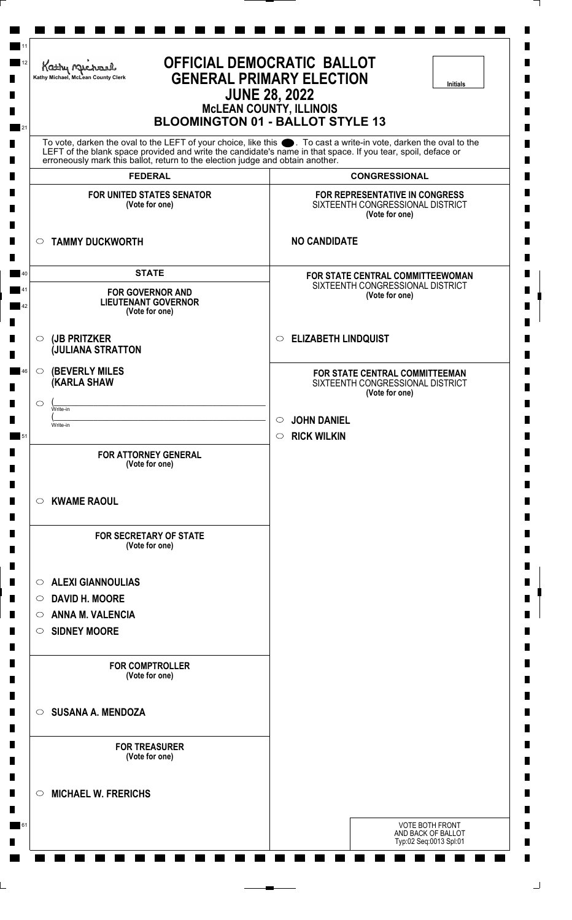Kathy Michael, McLean County Clerk

# OFFICIAL DEMOCRATIC BALLOT
# GENERAL PRIMARY ELECTION
## JUNE 28, 2022
### McLEAN COUNTY, ILLINOIS
### BLOOMINGTON 01 - BALLOT STYLE 13

Initials

To vote, darken the oval to the LEFT of your choice, like this ⬤. To cast a write-in vote, darken the oval to the LEFT of the blank space provided and write the candidate's name in that space. If you tear, spoil, deface or erroneously mark this ballot, return to the election judge and obtain another.

## FEDERAL

**FOR UNITED STATES SENATOR**
(Vote for one)

- ○ **TAMMY DUCKWORTH**

## STATE

**FOR GOVERNOR AND LIEUTENANT GOVERNOR**
(Vote for one)

- ○ **(JB PRITZKER**
  **(JULIANA STRATTON**
- ○ **(BEVERLY MILES**
  **(KARLA SHAW**
- ○ (______________________ Write-in
  (______________________ Write-in

**FOR ATTORNEY GENERAL**
(Vote for one)

- ○ **KWAME RAOUL**

**FOR SECRETARY OF STATE**
(Vote for one)

- ○ **ALEXI GIANNOULIAS**
- ○ **DAVID H. MOORE**
- ○ **ANNA M. VALENCIA**
- ○ **SIDNEY MOORE**

**FOR COMPTROLLER**
(Vote for one)

- ○ **SUSANA A. MENDOZA**

**FOR TREASURER**
(Vote for one)

- ○ **MICHAEL W. FRERICHS**

## CONGRESSIONAL

**FOR REPRESENTATIVE IN CONGRESS**
SIXTEENTH CONGRESSIONAL DISTRICT
(Vote for one)

**NO CANDIDATE**

**FOR STATE CENTRAL COMMITTEEWOMAN**
SIXTEENTH CONGRESSIONAL DISTRICT
(Vote for one)

- ○ **ELIZABETH LINDQUIST**

**FOR STATE CENTRAL COMMITTEEMAN**
SIXTEENTH CONGRESSIONAL DISTRICT
(Vote for one)

- ○ **JOHN DANIEL**
- ○ **RICK WILKIN**

VOTE BOTH FRONT AND BACK OF BALLOT
Typ:02 Seq:0013 Spl:01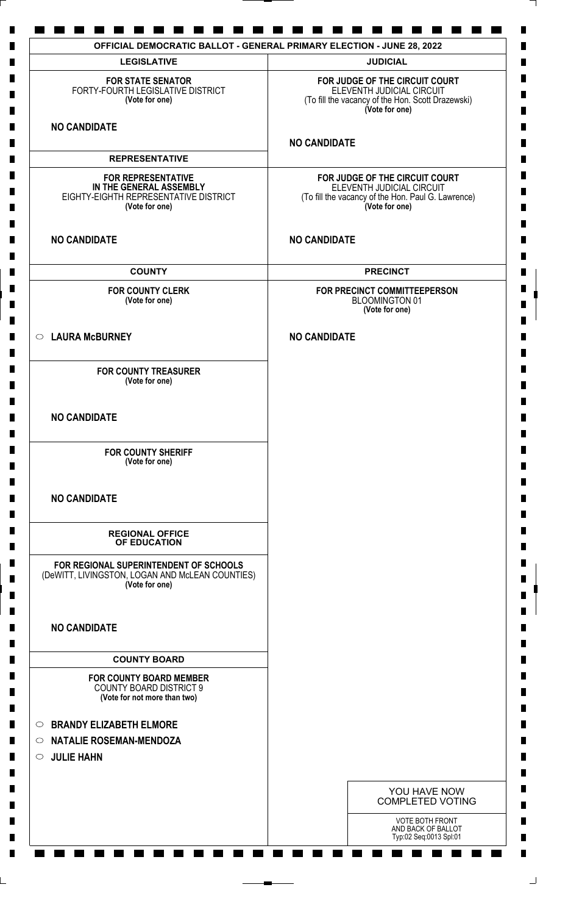# OFFICIAL DEMOCRATIC BALLOT - GENERAL PRIMARY ELECTION - JUNE 28, 2022

## LEGISLATIVE

**FOR STATE SENATOR**
FORTY-FOURTH LEGISLATIVE DISTRICT
**(Vote for one)**

**NO CANDIDATE**

## REPRESENTATIVE

**FOR REPRESENTATIVE IN THE GENERAL ASSEMBLY**
EIGHTY-EIGHTH REPRESENTATIVE DISTRICT
**(Vote for one)**

**NO CANDIDATE**

## COUNTY

**FOR COUNTY CLERK**
**(Vote for one)**

○ **LAURA McBURNEY**

**FOR COUNTY TREASURER**
**(Vote for one)**

**NO CANDIDATE**

**FOR COUNTY SHERIFF**
**(Vote for one)**

**NO CANDIDATE**

## REGIONAL OFFICE OF EDUCATION

**FOR REGIONAL SUPERINTENDENT OF SCHOOLS**
(DeWITT, LIVINGSTON, LOGAN AND McLEAN COUNTIES)
**(Vote for one)**

**NO CANDIDATE**

## COUNTY BOARD

**FOR COUNTY BOARD MEMBER**
COUNTY BOARD DISTRICT 9
**(Vote for not more than two)**

○ **BRANDY ELIZABETH ELMORE**
○ **NATALIE ROSEMAN-MENDOZA**
○ **JULIE HAHN**

## JUDICIAL

**FOR JUDGE OF THE CIRCUIT COURT**
ELEVENTH JUDICIAL CIRCUIT
(To fill the vacancy of the Hon. Scott Drazewski)
**(Vote for one)**

**NO CANDIDATE**

**FOR JUDGE OF THE CIRCUIT COURT**
ELEVENTH JUDICIAL CIRCUIT
(To fill the vacancy of the Hon. Paul G. Lawrence)
**(Vote for one)**

**NO CANDIDATE**

## PRECINCT

**FOR PRECINCT COMMITTEEPERSON**
BLOOMINGTON 01
**(Vote for one)**

**NO CANDIDATE**

YOU HAVE NOW COMPLETED VOTING

VOTE BOTH FRONT AND BACK OF BALLOT
Typ:02 Seq:0013 Spl:01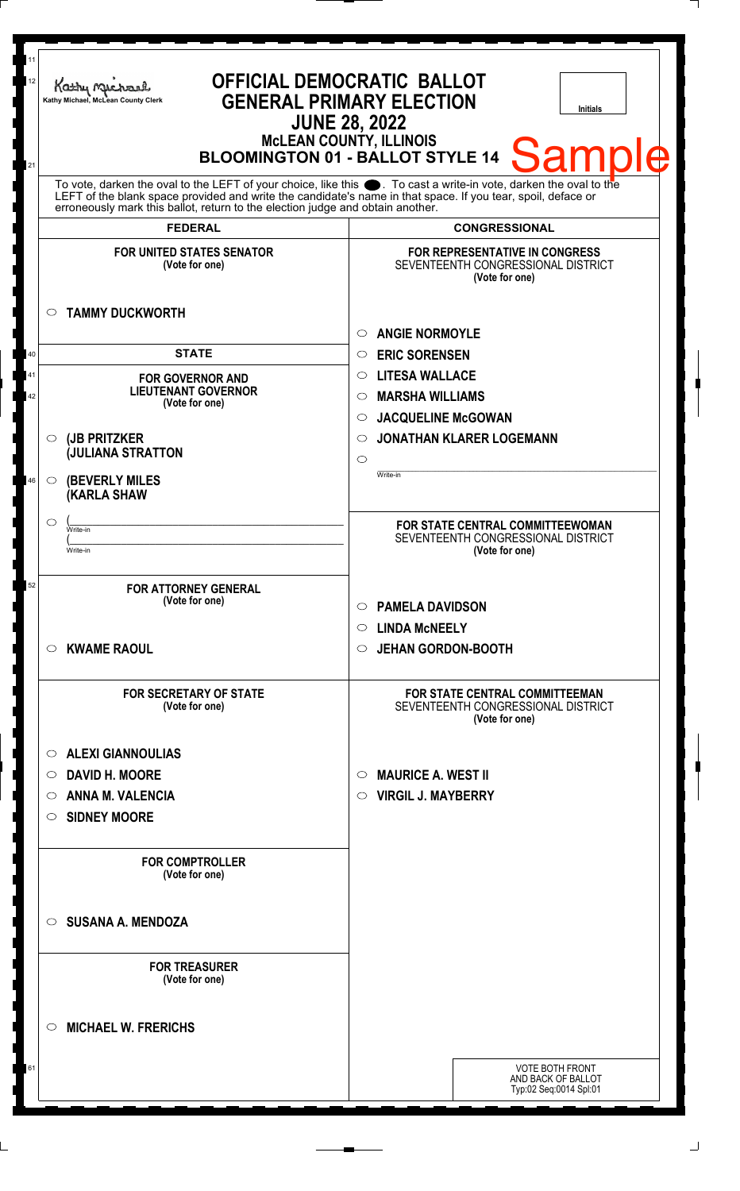Kathy Michael, McLean County Clerk

# OFFICIAL DEMOCRATIC BALLOT
## GENERAL PRIMARY ELECTION
## JUNE 28, 2022
### McLEAN COUNTY, ILLINOIS
### BLOOMINGTON 01 - BALLOT STYLE 14

Sample

Initials

To vote, darken the oval to the LEFT of your choice, like this ●. To cast a write-in vote, darken the oval to the LEFT of the blank space provided and write the candidate's name in that space. If you tear, spoil, deface or erroneously mark this ballot, return to the election judge and obtain another.

## FEDERAL

**FOR UNITED STATES SENATOR**
(Vote for one)

○ TAMMY DUCKWORTH

## STATE

**FOR GOVERNOR AND LIEUTENANT GOVERNOR**
(Vote for one)

○ (JB PRITZKER
(JULIANA STRATTON

○ (BEVERLY MILES
(KARLA SHAW

○ (______________________ Write-in
(______________________ Write-in

**FOR ATTORNEY GENERAL**
(Vote for one)

○ KWAME RAOUL

**FOR SECRETARY OF STATE**
(Vote for one)

○ ALEXI GIANNOULIAS
○ DAVID H. MOORE
○ ANNA M. VALENCIA
○ SIDNEY MOORE

**FOR COMPTROLLER**
(Vote for one)

○ SUSANA A. MENDOZA

**FOR TREASURER**
(Vote for one)

○ MICHAEL W. FRERICHS

## CONGRESSIONAL

**FOR REPRESENTATIVE IN CONGRESS**
SEVENTEENTH CONGRESSIONAL DISTRICT
(Vote for one)

○ ANGIE NORMOYLE
○ ERIC SORENSEN
○ LITESA WALLACE
○ MARSHA WILLIAMS
○ JACQUELINE McGOWAN
○ JONATHAN KLARER LOGEMANN
○ ______________________ Write-in

**FOR STATE CENTRAL COMMITTEEWOMAN**
SEVENTEENTH CONGRESSIONAL DISTRICT
(Vote for one)

○ PAMELA DAVIDSON
○ LINDA McNEELY
○ JEHAN GORDON-BOOTH

**FOR STATE CENTRAL COMMITTEEMAN**
SEVENTEENTH CONGRESSIONAL DISTRICT
(Vote for one)

○ MAURICE A. WEST II
○ VIRGIL J. MAYBERRY

VOTE BOTH FRONT
AND BACK OF BALLOT
Typ:02 Seq:0014 Spl:01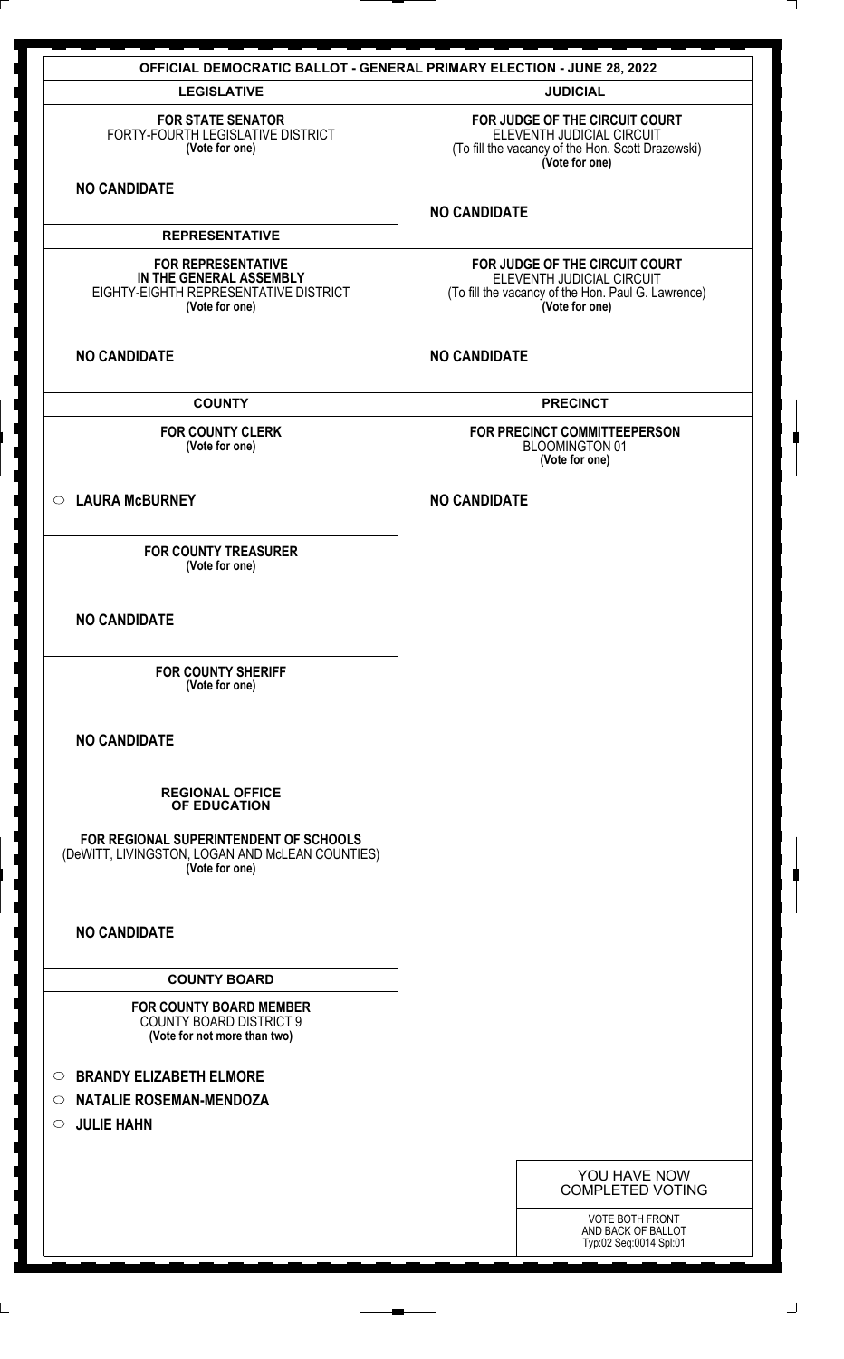# OFFICIAL DEMOCRATIC BALLOT - GENERAL PRIMARY ELECTION - JUNE 28, 2022

## LEGISLATIVE

**FOR STATE SENATOR**
FORTY-FOURTH LEGISLATIVE DISTRICT
**(Vote for one)**

**NO CANDIDATE**

## REPRESENTATIVE

**FOR REPRESENTATIVE IN THE GENERAL ASSEMBLY**
EIGHTY-EIGHTH REPRESENTATIVE DISTRICT
**(Vote for one)**

**NO CANDIDATE**

## COUNTY

**FOR COUNTY CLERK**
**(Vote for one)**

- ○ **LAURA McBURNEY**

**FOR COUNTY TREASURER**
**(Vote for one)**

**NO CANDIDATE**

**FOR COUNTY SHERIFF**
**(Vote for one)**

**NO CANDIDATE**

## REGIONAL OFFICE OF EDUCATION

**FOR REGIONAL SUPERINTENDENT OF SCHOOLS**
(DeWITT, LIVINGSTON, LOGAN AND McLEAN COUNTIES)
**(Vote for one)**

**NO CANDIDATE**

## COUNTY BOARD

**FOR COUNTY BOARD MEMBER**
COUNTY BOARD DISTRICT 9
**(Vote for not more than two)**

- ○ **BRANDY ELIZABETH ELMORE**
- ○ **NATALIE ROSEMAN-MENDOZA**
- ○ **JULIE HAHN**

## JUDICIAL

**FOR JUDGE OF THE CIRCUIT COURT**
ELEVENTH JUDICIAL CIRCUIT
(To fill the vacancy of the Hon. Scott Drazewski)
**(Vote for one)**

**NO CANDIDATE**

**FOR JUDGE OF THE CIRCUIT COURT**
ELEVENTH JUDICIAL CIRCUIT
(To fill the vacancy of the Hon. Paul G. Lawrence)
**(Vote for one)**

**NO CANDIDATE**

## PRECINCT

**FOR PRECINCT COMMITTEEPERSON**
BLOOMINGTON 01
**(Vote for one)**

**NO CANDIDATE**

YOU HAVE NOW COMPLETED VOTING

VOTE BOTH FRONT AND BACK OF BALLOT
Typ:02 Seq:0014 Spl:01